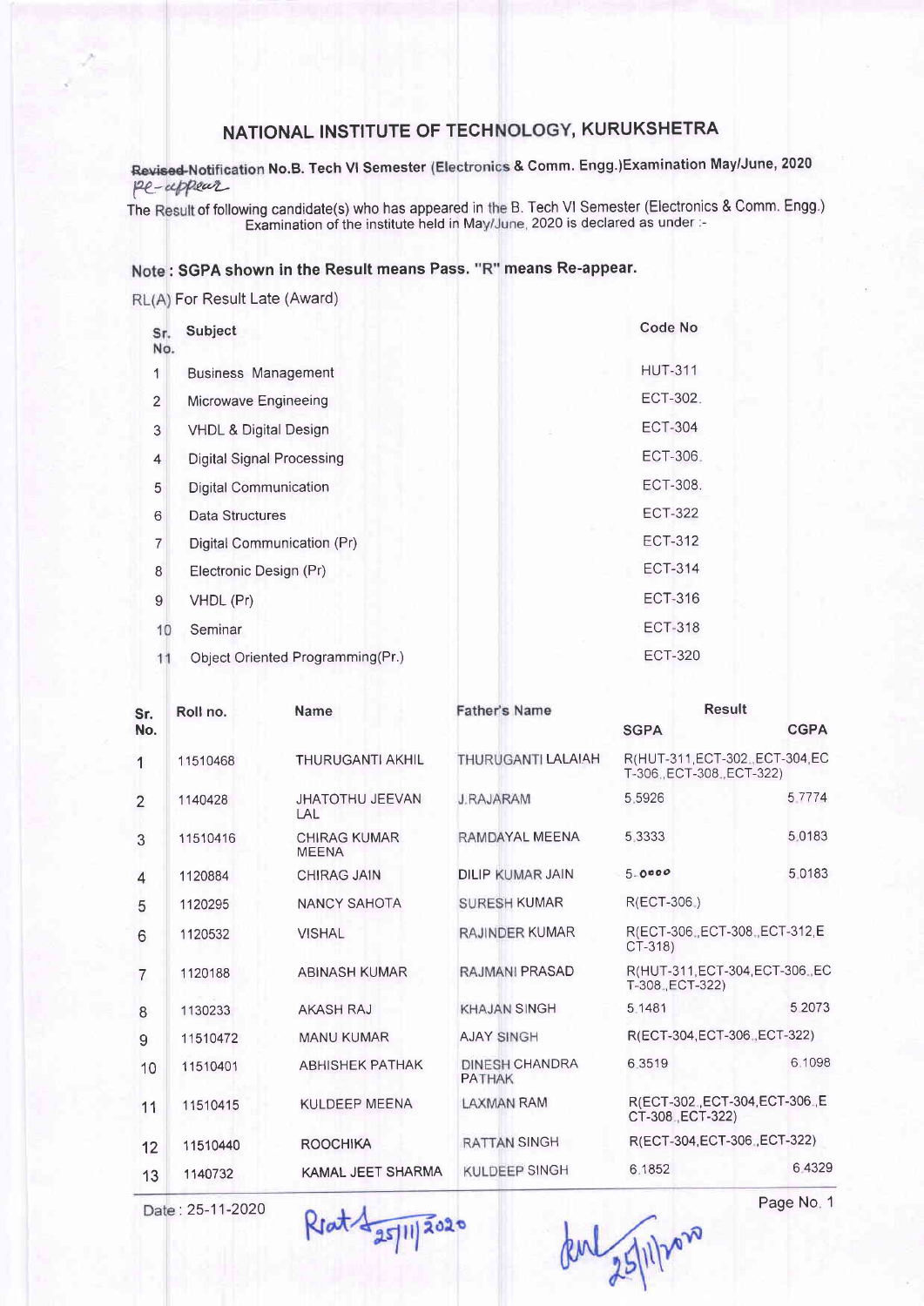# NATIONAL INSTITUTE OF TECHNOLOGY, KURUKSHETRA

## ~~Revised~~ Notification No.B. Tech VI Semester (Electronics & Comm. Engg.)Examination May/June, 2020

Re-appear

The Result of following candidate(s) who has appeared in the B. Tech VI Semester (Electronics & Comm. Engg.) Examination of the institute held in May/June, 2020 is declared as under :-

**Note : SGPA shown in the Result means Pass. "R" means Re-appear.**

RL(A) For Result Late (Award)

| Sr. No. | Subject | Code No |
|---|---|---|
| 1 | Business Management | HUT-311 |
| 2 | Microwave Engineeing | ECT-302. |
| 3 | VHDL & Digital Design | ECT-304 |
| 4 | Digital Signal Processing | ECT-306. |
| 5 | Digital Communication | ECT-308. |
| 6 | Data Structures | ECT-322 |
| 7 | Digital Communication (Pr) | ECT-312 |
| 8 | Electronic Design (Pr) | ECT-314 |
| 9 | VHDL (Pr) | ECT-316 |
| 10 | Seminar | ECT-318 |
| 11 | Object Oriented Programming(Pr.) | ECT-320 |

| Sr. No. | Roll no. | Name | Father's Name | Result SGPA | CGPA |
|---|---|---|---|---|---|
| 1 | 11510468 | THURUGANTI AKHIL | THURUGANTI LALAIAH | R(HUT-311,ECT-302.,ECT-304,ECT-306.,ECT-308.,ECT-322) | |
| 2 | 1140428 | JHATOTHU JEEVAN LAL | J.RAJARAM | 5.5926 | 5.7774 |
| 3 | 11510416 | CHIRAG KUMAR MEENA | RAMDAYAL MEENA | 5.3333 | 5.0183 |
| 4 | 1120884 | CHIRAG JAIN | DILIP KUMAR JAIN | 5.0000 | 5.0183 |
| 5 | 1120295 | NANCY SAHOTA | SURESH KUMAR | R(ECT-306.) | |
| 6 | 1120532 | VISHAL | RAJINDER KUMAR | R(ECT-306.,ECT-308.,ECT-312,ECT-318) | |
| 7 | 1120188 | ABINASH KUMAR | RAJMANI PRASAD | R(HUT-311,ECT-304,ECT-306.,ECT-308.,ECT-322) | |
| 8 | 1130233 | AKASH RAJ | KHAJAN SINGH | 5.1481 | 5.2073 |
| 9 | 11510472 | MANU KUMAR | AJAY SINGH | R(ECT-304,ECT-306.,ECT-322) | |
| 10 | 11510401 | ABHISHEK PATHAK | DINESH CHANDRA PATHAK | 6.3519 | 6.1098 |
| 11 | 11510415 | KULDEEP MEENA | LAXMAN RAM | R(ECT-302.,ECT-304,ECT-306.,ECT-308.,ECT-322) | |
| 12 | 11510440 | ROOCHIKA | RATTAN SINGH | R(ECT-304,ECT-306.,ECT-322) | |
| 13 | 1140732 | KAMAL JEET SHARMA | KULDEEP SINGH | 6.1852 | 6.4329 |

Date : 25-11-2020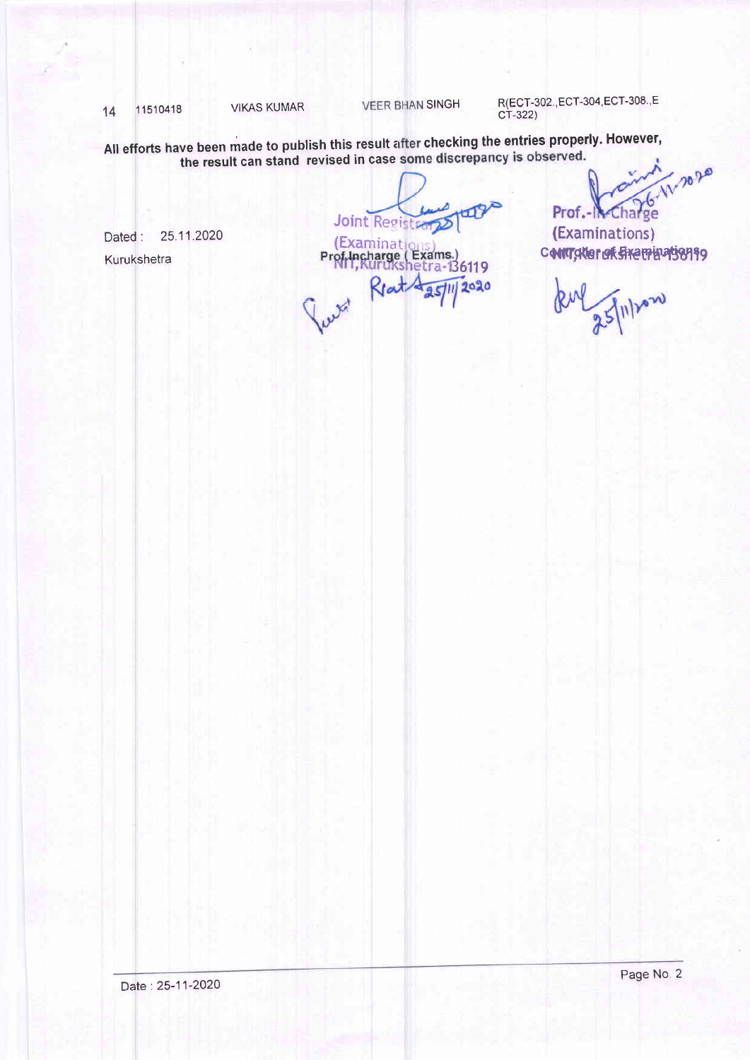| | | | | |
|---|---|---|---|---|
| 14 | 11510418 | VIKAS KUMAR | VEER BHAN SINGH | R(ECT-302.,ECT-304,ECT-308.,ECT-322) |

**All efforts have been made to publish this result after checking the entries properly. However, the result can stand revised in case some discrepancy is observed.**

Dated : 25.11.2020

Kurukshetra

Joint Registrar (Examinations)
Prof.Incharge ( Exams.)
NIT, Kurukshetra-136119

Prof.-In-Charge
(Examinations)
Controller of Examinations
NIT, Kurukshetra-136119

Date : 25-11-2020